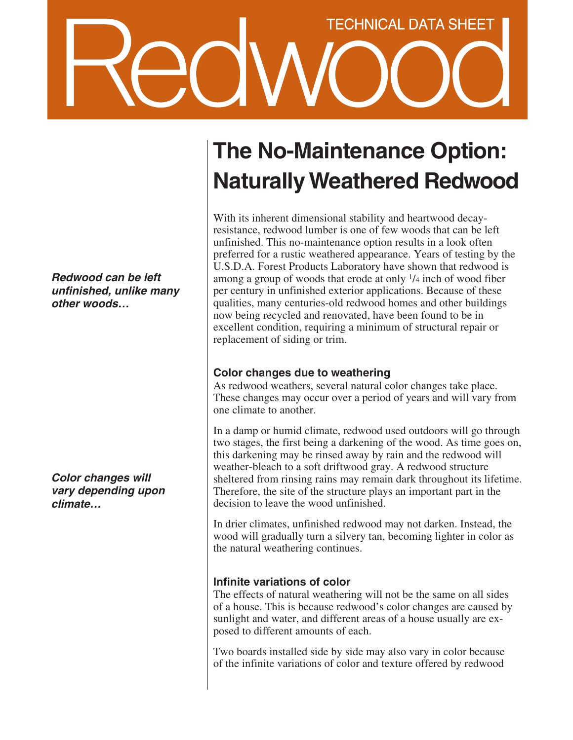# Redwood

TECHNICAL DATA SHEET

## The No-Maintenance Option: Naturally Weathered Redwood

*Redwood can be left unfinished, unlike many other woods…*

With its inherent dimensional stability and heartwood decay-resistance, redwood lumber is one of few woods that can be left unfinished. This no-maintenance option results in a look often preferred for a rustic weathered appearance. Years of testing by the U.S.D.A. Forest Products Laboratory have shown that redwood is among a group of woods that erode at only 1/4 inch of wood fiber per century in unfinished exterior applications. Because of these qualities, many centuries-old redwood homes and other buildings now being recycled and renovated, have been found to be in excellent condition, requiring a minimum of structural repair or replacement of siding or trim.

### Color changes due to weathering

*Color changes will vary depending upon climate…*

As redwood weathers, several natural color changes take place. These changes may occur over a period of years and will vary from one climate to another.

In a damp or humid climate, redwood used outdoors will go through two stages, the first being a darkening of the wood. As time goes on, this darkening may be rinsed away by rain and the redwood will weather-bleach to a soft driftwood gray. A redwood structure sheltered from rinsing rains may remain dark throughout its lifetime. Therefore, the site of the structure plays an important part in the decision to leave the wood unfinished.

In drier climates, unfinished redwood may not darken. Instead, the wood will gradually turn a silvery tan, becoming lighter in color as the natural weathering continues.

### Infinite variations of color

The effects of natural weathering will not be the same on all sides of a house. This is because redwood's color changes are caused by sunlight and water, and different areas of a house usually are exposed to different amounts of each.

Two boards installed side by side may also vary in color because of the infinite variations of color and texture offered by redwood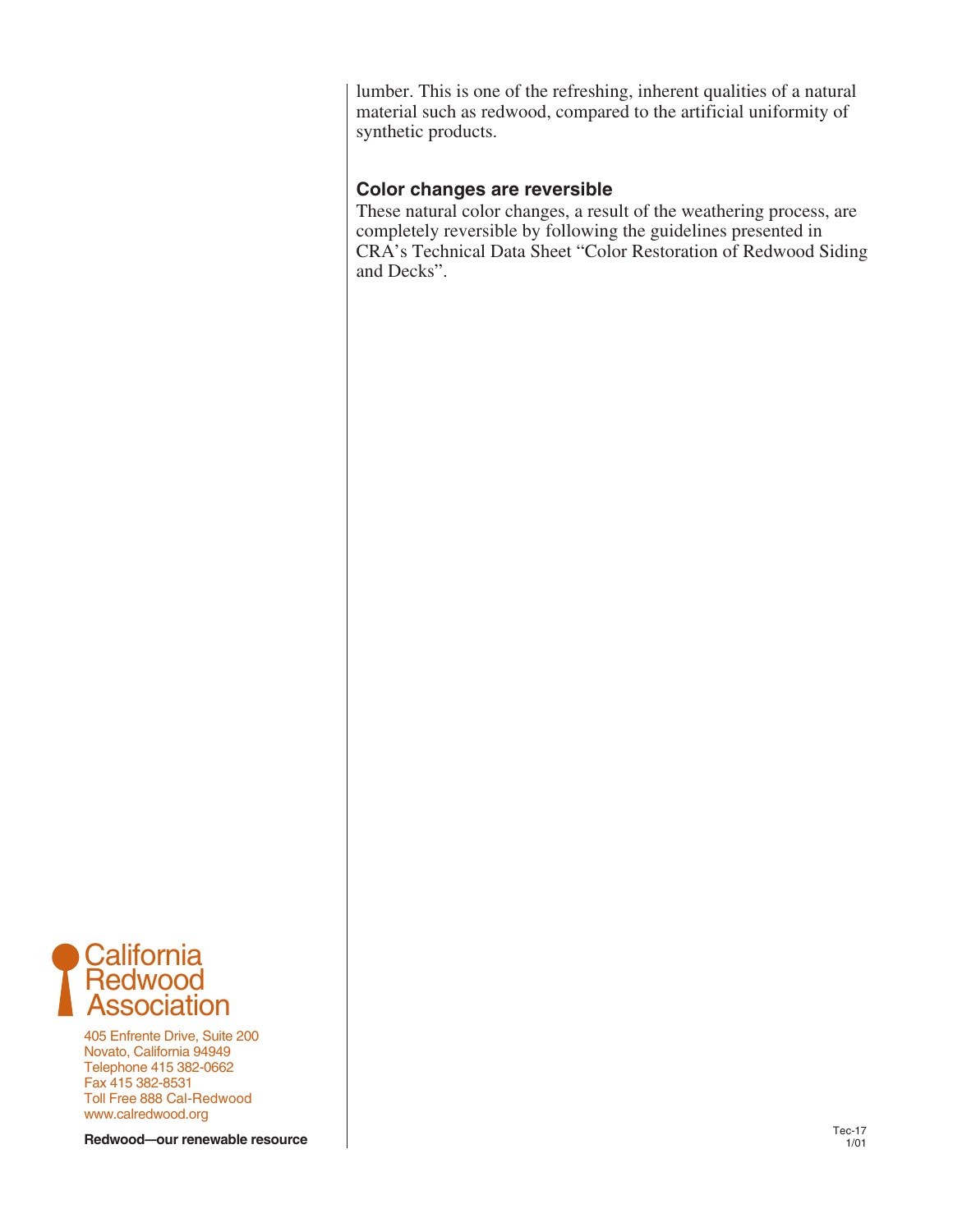lumber. This is one of the refreshing, inherent qualities of a natural material such as redwood, compared to the artificial uniformity of synthetic products.

### Color changes are reversible

These natural color changes, a result of the weathering process, are completely reversible by following the guidelines presented in CRA's Technical Data Sheet "Color Restoration of Redwood Siding and Decks".

California Redwood Association

405 Enfrente Drive, Suite 200
Novato, California 94949
Telephone 415 382-0662
Fax 415 382-8531
Toll Free 888 Cal-Redwood
www.calredwood.org

**Redwood—our renewable resource**

Tec-17
1/01